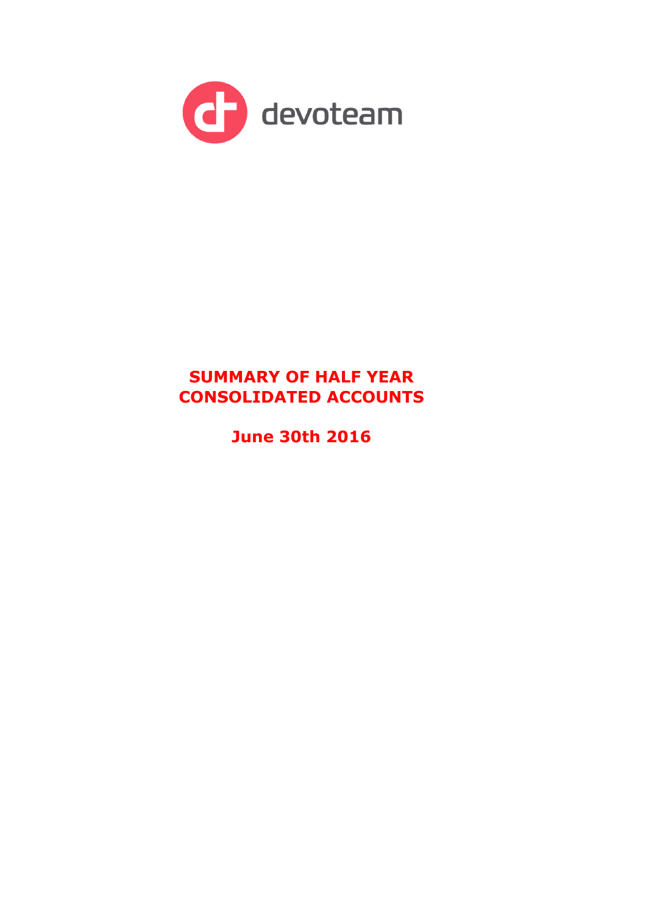devoteam

# SUMMARY OF HALF YEAR CONSOLIDATED ACCOUNTS

## June 30th 2016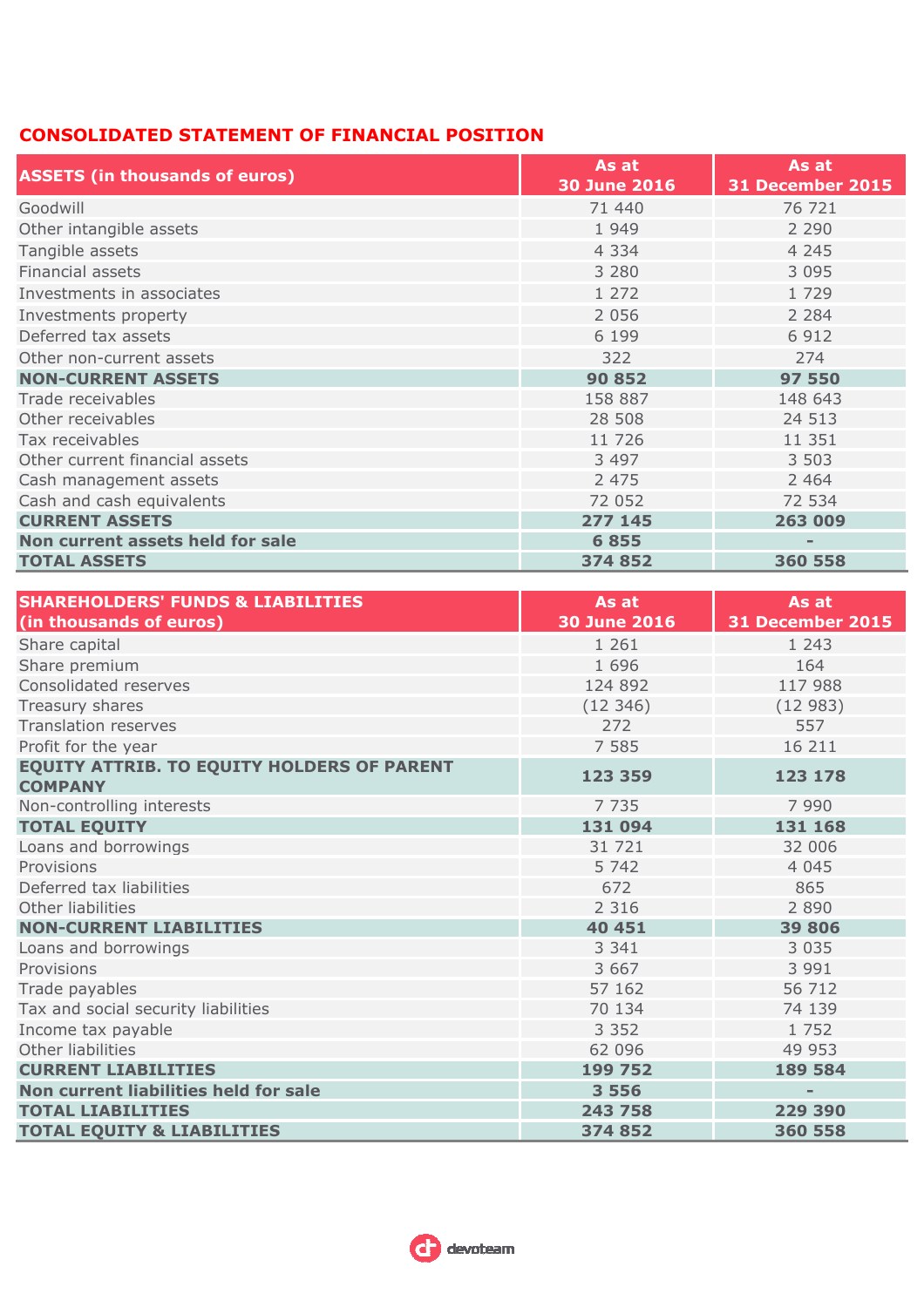## CONSOLIDATED STATEMENT OF FINANCIAL POSITION

| ASSETS (in thousands of euros) | As at 30 June 2016 | As at 31 December 2015 |
|---|---|---|
| Goodwill | 71 440 | 76 721 |
| Other intangible assets | 1 949 | 2 290 |
| Tangible assets | 4 334 | 4 245 |
| Financial assets | 3 280 | 3 095 |
| Investments in associates | 1 272 | 1 729 |
| Investments property | 2 056 | 2 284 |
| Deferred tax assets | 6 199 | 6 912 |
| Other non-current assets | 322 | 274 |
| **NON-CURRENT ASSETS** | **90 852** | **97 550** |
| Trade receivables | 158 887 | 148 643 |
| Other receivables | 28 508 | 24 513 |
| Tax receivables | 11 726 | 11 351 |
| Other current financial assets | 3 497 | 3 503 |
| Cash management assets | 2 475 | 2 464 |
| Cash and cash equivalents | 72 052 | 72 534 |
| **CURRENT ASSETS** | **277 145** | **263 009** |
| **Non current assets held for sale** | **6 855** | **-** |
| **TOTAL ASSETS** | **374 852** | **360 558** |

| SHAREHOLDERS' FUNDS & LIABILITIES (in thousands of euros) | As at 30 June 2016 | As at 31 December 2015 |
|---|---|---|
| Share capital | 1 261 | 1 243 |
| Share premium | 1 696 | 164 |
| Consolidated reserves | 124 892 | 117 988 |
| Treasury shares | (12 346) | (12 983) |
| Translation reserves | 272 | 557 |
| Profit for the year | 7 585 | 16 211 |
| **EQUITY ATTRIB. TO EQUITY HOLDERS OF PARENT COMPANY** | **123 359** | **123 178** |
| Non-controlling interests | 7 735 | 7 990 |
| **TOTAL EQUITY** | **131 094** | **131 168** |
| Loans and borrowings | 31 721 | 32 006 |
| Provisions | 5 742 | 4 045 |
| Deferred tax liabilities | 672 | 865 |
| Other liabilities | 2 316 | 2 890 |
| **NON-CURRENT LIABILITIES** | **40 451** | **39 806** |
| Loans and borrowings | 3 341 | 3 035 |
| Provisions | 3 667 | 3 991 |
| Trade payables | 57 162 | 56 712 |
| Tax and social security liabilities | 70 134 | 74 139 |
| Income tax payable | 3 352 | 1 752 |
| Other liabilities | 62 096 | 49 953 |
| **CURRENT LIABILITIES** | **199 752** | **189 584** |
| **Non current liabilities held for sale** | **3 556** | **-** |
| **TOTAL LIABILITIES** | **243 758** | **229 390** |
| **TOTAL EQUITY & LIABILITIES** | **374 852** | **360 558** |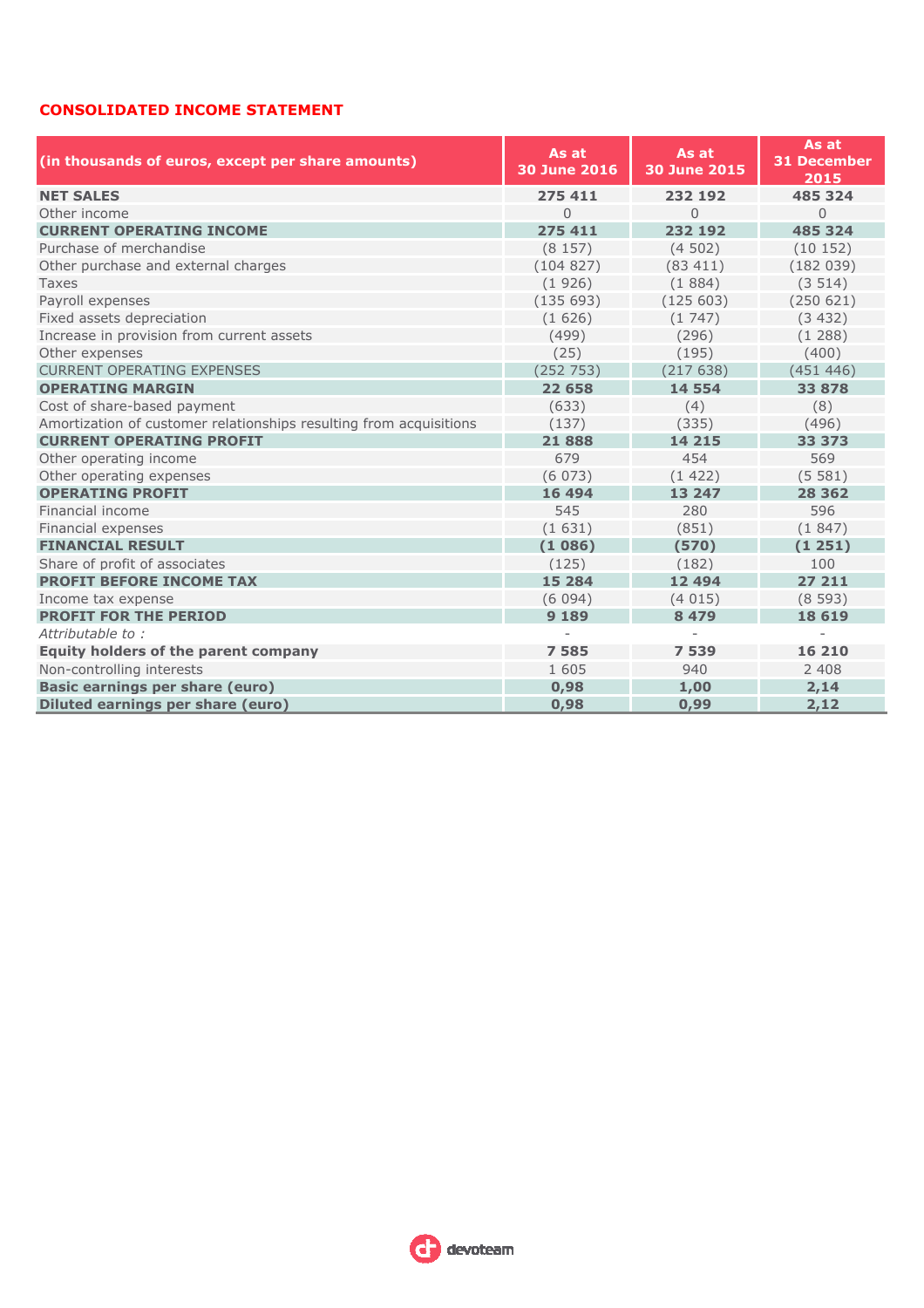## CONSOLIDATED INCOME STATEMENT

| (in thousands of euros, except per share amounts) | As at 30 June 2016 | As at 30 June 2015 | As at 31 December 2015 |
|---|---|---|---|
| **NET SALES** | **275 411** | **232 192** | **485 324** |
| Other income | 0 | 0 | 0 |
| **CURRENT OPERATING INCOME** | **275 411** | **232 192** | **485 324** |
| Purchase of merchandise | (8 157) | (4 502) | (10 152) |
| Other purchase and external charges | (104 827) | (83 411) | (182 039) |
| Taxes | (1 926) | (1 884) | (3 514) |
| Payroll expenses | (135 693) | (125 603) | (250 621) |
| Fixed assets depreciation | (1 626) | (1 747) | (3 432) |
| Increase in provision from current assets | (499) | (296) | (1 288) |
| Other expenses | (25) | (195) | (400) |
| CURRENT OPERATING EXPENSES | (252 753) | (217 638) | (451 446) |
| **OPERATING MARGIN** | **22 658** | **14 554** | **33 878** |
| Cost of share-based payment | (633) | (4) | (8) |
| Amortization of customer relationships resulting from acquisitions | (137) | (335) | (496) |
| **CURRENT OPERATING PROFIT** | **21 888** | **14 215** | **33 373** |
| Other operating income | 679 | 454 | 569 |
| Other operating expenses | (6 073) | (1 422) | (5 581) |
| **OPERATING PROFIT** | **16 494** | **13 247** | **28 362** |
| Financial income | 545 | 280 | 596 |
| Financial expenses | (1 631) | (851) | (1 847) |
| **FINANCIAL RESULT** | **(1 086)** | **(570)** | **(1 251)** |
| Share of profit of associates | (125) | (182) | 100 |
| **PROFIT BEFORE INCOME TAX** | **15 284** | **12 494** | **27 211** |
| Income tax expense | (6 094) | (4 015) | (8 593) |
| **PROFIT FOR THE PERIOD** | **9 189** | **8 479** | **18 619** |
| *Attributable to :* | - | - | - |
| **Equity holders of the parent company** | **7 585** | **7 539** | **16 210** |
| Non-controlling interests | 1 605 | 940 | 2 408 |
| **Basic earnings per share (euro)** | **0,98** | **1,00** | **2,14** |
| **Diluted earnings per share (euro)** | **0,98** | **0,99** | **2,12** |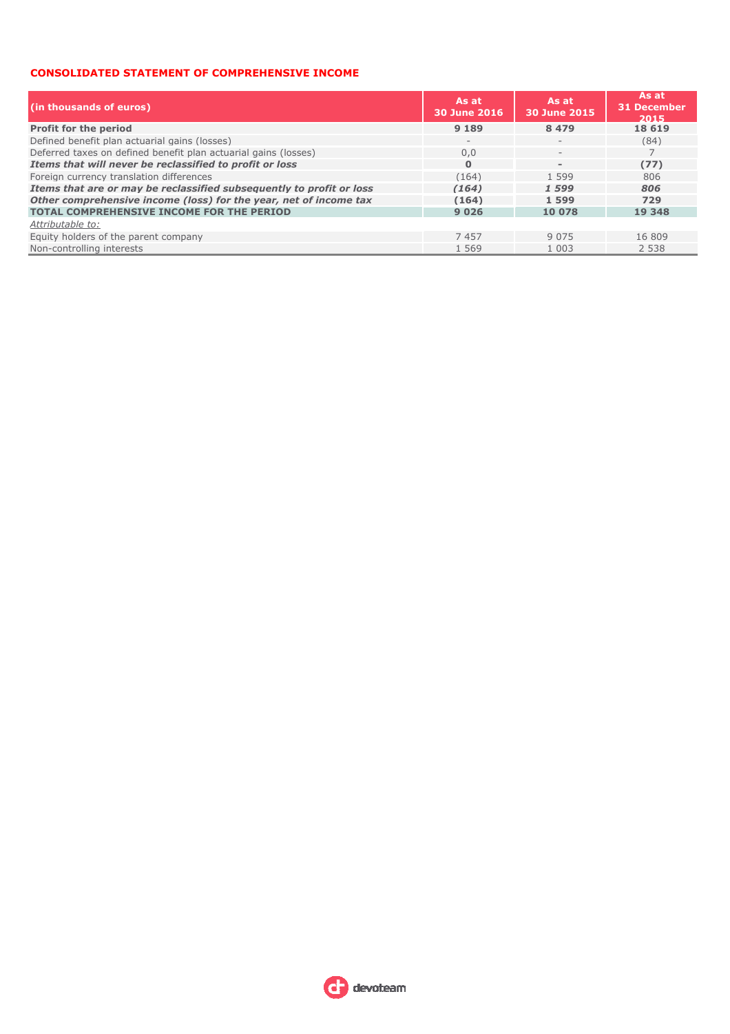## CONSOLIDATED STATEMENT OF COMPREHENSIVE INCOME

| (in thousands of euros) | As at 30 June 2016 | As at 30 June 2015 | As at 31 December 2015 |
|---|---|---|---|
| **Profit for the period** | **9 189** | **8 479** | **18 619** |
| Defined benefit plan actuarial gains (losses) | - | - | (84) |
| Deferred taxes on defined benefit plan actuarial gains (losses) | 0,0 | - | 7 |
| ***Items that will never be reclassified to profit or loss*** | ***0*** | ***-*** | ***(77)*** |
| Foreign currency translation differences | (164) | 1 599 | 806 |
| ***Items that are or may be reclassified subsequently to profit or loss*** | ***(164)*** | ***1 599*** | ***806*** |
| ***Other comprehensive income (loss) for the year, net of income tax*** | **(164)** | **1 599** | **729** |
| **TOTAL COMPREHENSIVE INCOME FOR THE PERIOD** | **9 026** | **10 078** | **19 348** |
| *Attributable to:* | | | |
| Equity holders of the parent company | 7 457 | 9 075 | 16 809 |
| Non-controlling interests | 1 569 | 1 003 | 2 538 |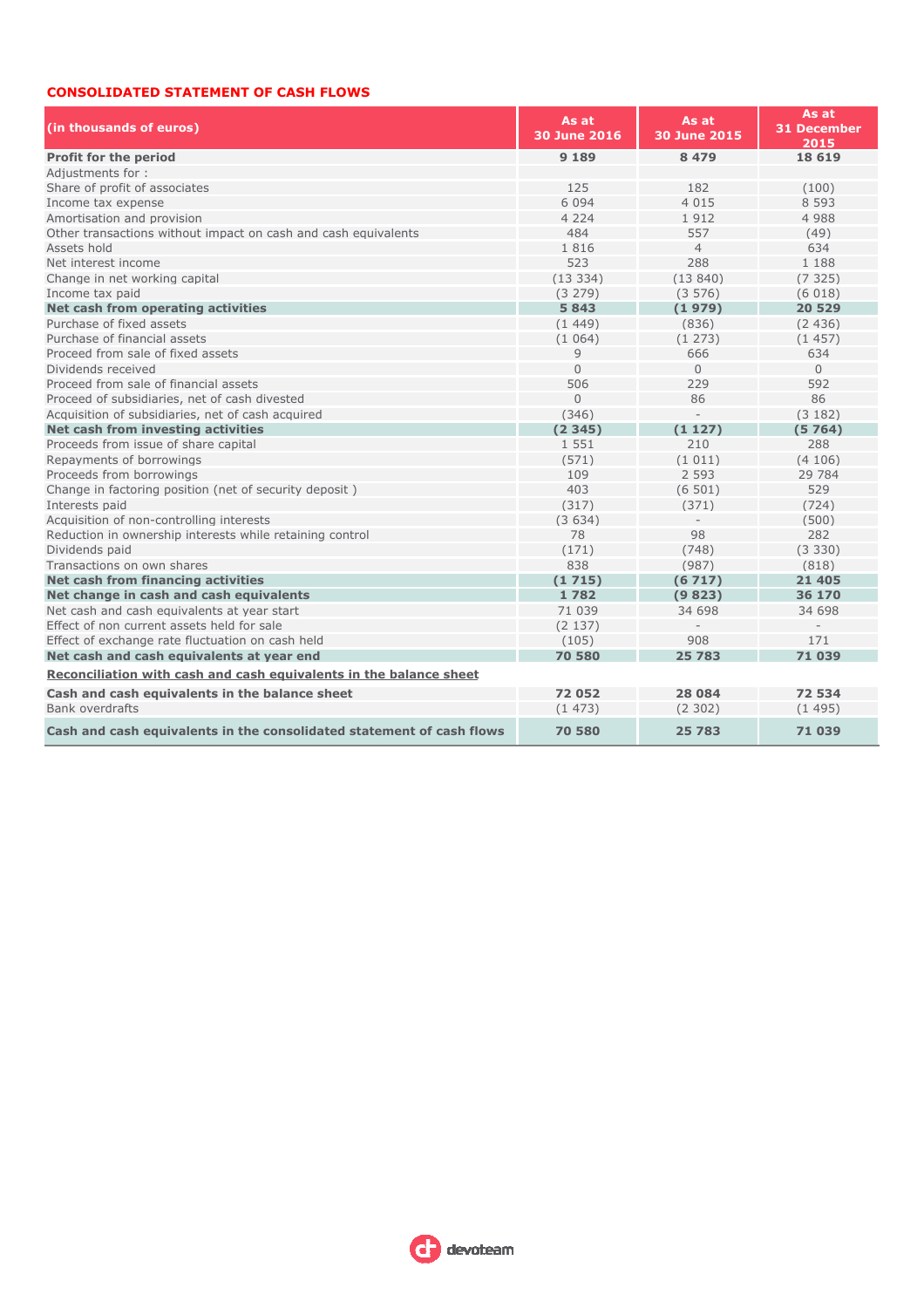## CONSOLIDATED STATEMENT OF CASH FLOWS

| (in thousands of euros) | As at 30 June 2016 | As at 30 June 2015 | As at 31 December 2015 |
|---|---|---|---|
| **Profit for the period** | **9 189** | **8 479** | **18 619** |
| Adjustments for : | | | |
| Share of profit of associates | 125 | 182 | (100) |
| Income tax expense | 6 094 | 4 015 | 8 593 |
| Amortisation and provision | 4 224 | 1 912 | 4 988 |
| Other transactions without impact on cash and cash equivalents | 484 | 557 | (49) |
| Assets hold | 1 816 | 4 | 634 |
| Net interest income | 523 | 288 | 1 188 |
| Change in net working capital | (13 334) | (13 840) | (7 325) |
| Income tax paid | (3 279) | (3 576) | (6 018) |
| **Net cash from operating activities** | **5 843** | **(1 979)** | **20 529** |
| Purchase of fixed assets | (1 449) | (836) | (2 436) |
| Purchase of financial assets | (1 064) | (1 273) | (1 457) |
| Proceed from sale of fixed assets | 9 | 666 | 634 |
| Dividends received | 0 | 0 | 0 |
| Proceed from sale of financial assets | 506 | 229 | 592 |
| Proceed of subsidiaries, net of cash divested | 0 | 86 | 86 |
| Acquisition of subsidiaries, net of cash acquired | (346) | - | (3 182) |
| **Net cash from investing activities** | **(2 345)** | **(1 127)** | **(5 764)** |
| Proceeds from issue of share capital | 1 551 | 210 | 288 |
| Repayments of borrowings | (571) | (1 011) | (4 106) |
| Proceeds from borrowings | 109 | 2 593 | 29 784 |
| Change in factoring position (net of security deposit ) | 403 | (6 501) | 529 |
| Interests paid | (317) | (371) | (724) |
| Acquisition of non-controlling interests | (3 634) | - | (500) |
| Reduction in ownership interests while retaining control | 78 | 98 | 282 |
| Dividends paid | (171) | (748) | (3 330) |
| Transactions on own shares | 838 | (987) | (818) |
| **Net cash from financing activities** | **(1 715)** | **(6 717)** | **21 405** |
| **Net change in cash and cash equivalents** | **1 782** | **(9 823)** | **36 170** |
| Net cash and cash equivalents at year start | 71 039 | 34 698 | 34 698 |
| Effect of non current assets held for sale | (2 137) | - | - |
| Effect of exchange rate fluctuation on cash held | (105) | 908 | 171 |
| **Net cash and cash equivalents at year end** | **70 580** | **25 783** | **71 039** |
| **Reconciliation with cash and cash equivalents in the balance sheet** | | | |
| **Cash and cash equivalents in the balance sheet** | **72 052** | **28 084** | **72 534** |
| Bank overdrafts | (1 473) | (2 302) | (1 495) |
| **Cash and cash equivalents in the consolidated statement of cash flows** | **70 580** | **25 783** | **71 039** |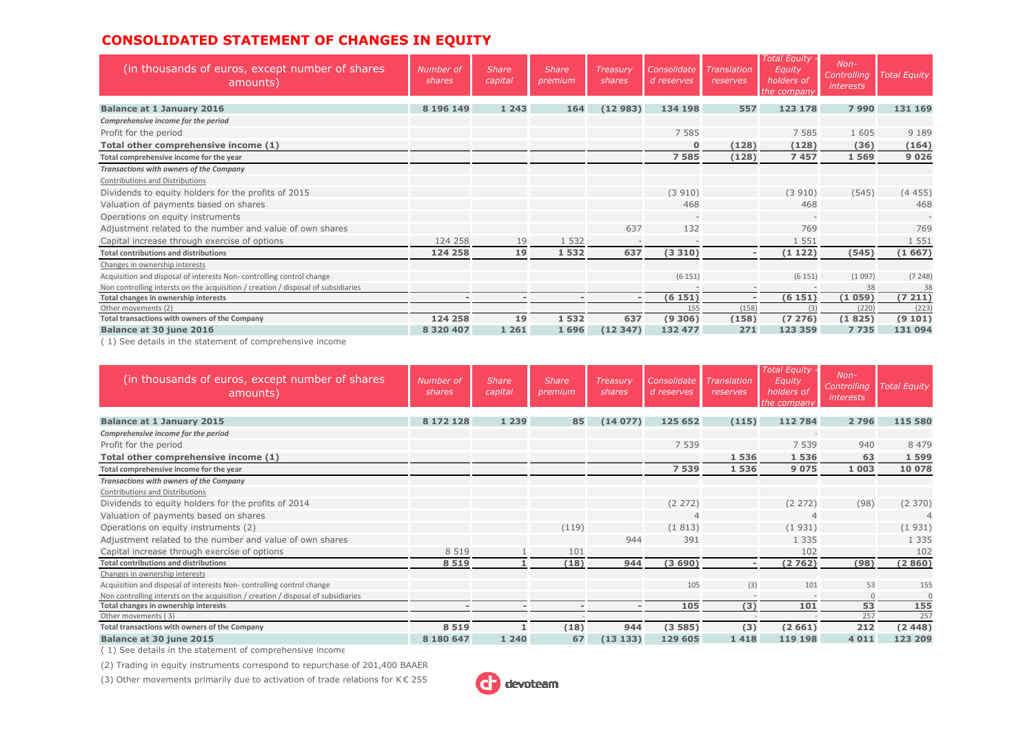# CONSOLIDATED STATEMENT OF CHANGES IN EQUITY

| (in thousands of euros, except number of shares amounts) | Number of shares | Share capital | Share premium | Treasury shares | Consolidated reserves | Translation reserves | Total Equity - Equity holders of the company | Non-Controlling interests | Total Equity |
|---|---|---|---|---|---|---|---|---|---|
| **Balance at 1 January 2016** | **8 196 149** | **1 243** | **164** | **(12 983)** | **134 198** | **557** | **123 178** | **7 990** | **131 169** |
| ***Comprehensive income for the period*** | | | | | | | | | |
| Profit for the period | | | | | 7 585 | | 7 585 | 1 605 | 9 189 |
| **Total other comprehensive income (1)** | | | | | **0** | **(128)** | **(128)** | **(36)** | **(164)** |
| **Total comprehensive income for the year** | | | | | **7 585** | **(128)** | **7 457** | **1 569** | **9 026** |
| ***Transactions with owners of the Company*** | | | | | | | | | |
| Contributions and Distributions | | | | | | | | | |
| Dividends to equity holders for the profits of 2015 | | | | | (3 910) | | (3 910) | (545) | (4 455) |
| Valuation of payments based on shares | | | | | 468 | | 468 | | 468 |
| Operations on equity instruments | | | | | - | | - | | - |
| Adjustment related to the number and value of own shares | | | | 637 | 132 | | 769 | | 769 |
| Capital increase through exercise of options | 124 258 | 19 | 1 532 | - | - | | 1 551 | | 1 551 |
| **Total contributions and distributions** | **124 258** | **19** | **1 532** | **637** | **(3 310)** | **-** | **(1 122)** | **(545)** | **(1 667)** |
| Changes in ownership interests | | | | | | | | | |
| Acquisition and disposal of interests Non- controlling control change | | | | | (6 151) | | (6 151) | (1 097) | (7 248) |
| Non controlling intersts on the acquisition / creation / disposal of subsidiaries | | | | | - | - | - | 38 | 38 |
| **Total changes in ownership interests** | **-** | **-** | **-** | **-** | **(6 151)** | **-** | **(6 151)** | **(1 059)** | **(7 211)** |
| Other movements (2) | | | | | 155 | (158) | (3) | (220) | (223) |
| **Total transactions with owners of the Company** | **124 258** | **19** | **1 532** | **637** | **(9 306)** | **(158)** | **(7 276)** | **(1 825)** | **(9 101)** |
| **Balance at 30 june 2016** | **8 320 407** | **1 261** | **1 696** | **(12 347)** | **132 477** | **271** | **123 359** | **7 735** | **131 094** |

( 1) See details in the statement of comprehensive income

| (in thousands of euros, except number of shares amounts) | Number of shares | Share capital | Share premium | Treasury shares | Consolidated reserves | Translation reserves | Total Equity - Equity holders of the company | Non-Controlling interests | Total Equity |
|---|---|---|---|---|---|---|---|---|---|
| **Balance at 1 January 2015** | **8 172 128** | **1 239** | **85** | **(14 077)** | **125 652** | **(115)** | **112 784** | **2 796** | **115 580** |
| ***Comprehensive income for the period*** | | | | | | | - | | |
| Profit for the period | | | | | 7 539 | | 7 539 | 940 | 8 479 |
| **Total other comprehensive income (1)** | | | | | | **1 536** | **1 536** | **63** | **1 599** |
| **Total comprehensive income for the year** | | | | | **7 539** | **1 536** | **9 075** | **1 003** | **10 078** |
| ***Transactions with owners of the Company*** | | | | | | | | | |
| Contributions and Distributions | | | | | | | | | |
| Dividends to equity holders for the profits of 2014 | | | | | (2 272) | | (2 272) | (98) | (2 370) |
| Valuation of payments based on shares | | | | | 4 | | 4 | | 4 |
| Operations on equity instruments (2) | | | (119) | | (1 813) | | (1 931) | | (1 931) |
| Adjustment related to the number and value of own shares | | | | 944 | 391 | | 1 335 | | 1 335 |
| Capital increase through exercise of options | 8 519 | 1 | 101 | | | | 102 | | 102 |
| **Total contributions and distributions** | **8 519** | **1** | **(18)** | **944** | **(3 690)** | **-** | **(2 762)** | **(98)** | **(2 860)** |
| Changes in ownership interests | | | | | | | | | |
| Acquisition and disposal of interests Non- controlling control change | | | | | 105 | (3) | 101 | 53 | 155 |
| Non controlling intersts on the acquisition / creation / disposal of subsidiaries | | | | | | | - | 0 | 0 |
| **Total changes in ownership interests** | **-** | **-** | **-** | **-** | **105** | **(3)** | **101** | **53** | **155** |
| Other movements ( 3) | | | | | | | - | 257 | 257 |
| **Total transactions with owners of the Company** | **8 519** | **1** | **(18)** | **944** | **(3 585)** | **(3)** | **(2 661)** | **212** | **(2 448)** |
| **Balance at 30 june 2015** | **8 180 647** | **1 240** | **67** | **(13 133)** | **129 605** | **1 418** | **119 198** | **4 011** | **123 209** |

( 1) See details in the statement of comprehensive income

(2) Trading in equity instruments correspond to repurchase of 201,400 BAAER

(3) Other movements primarily due to activation of trade relations for K € 255